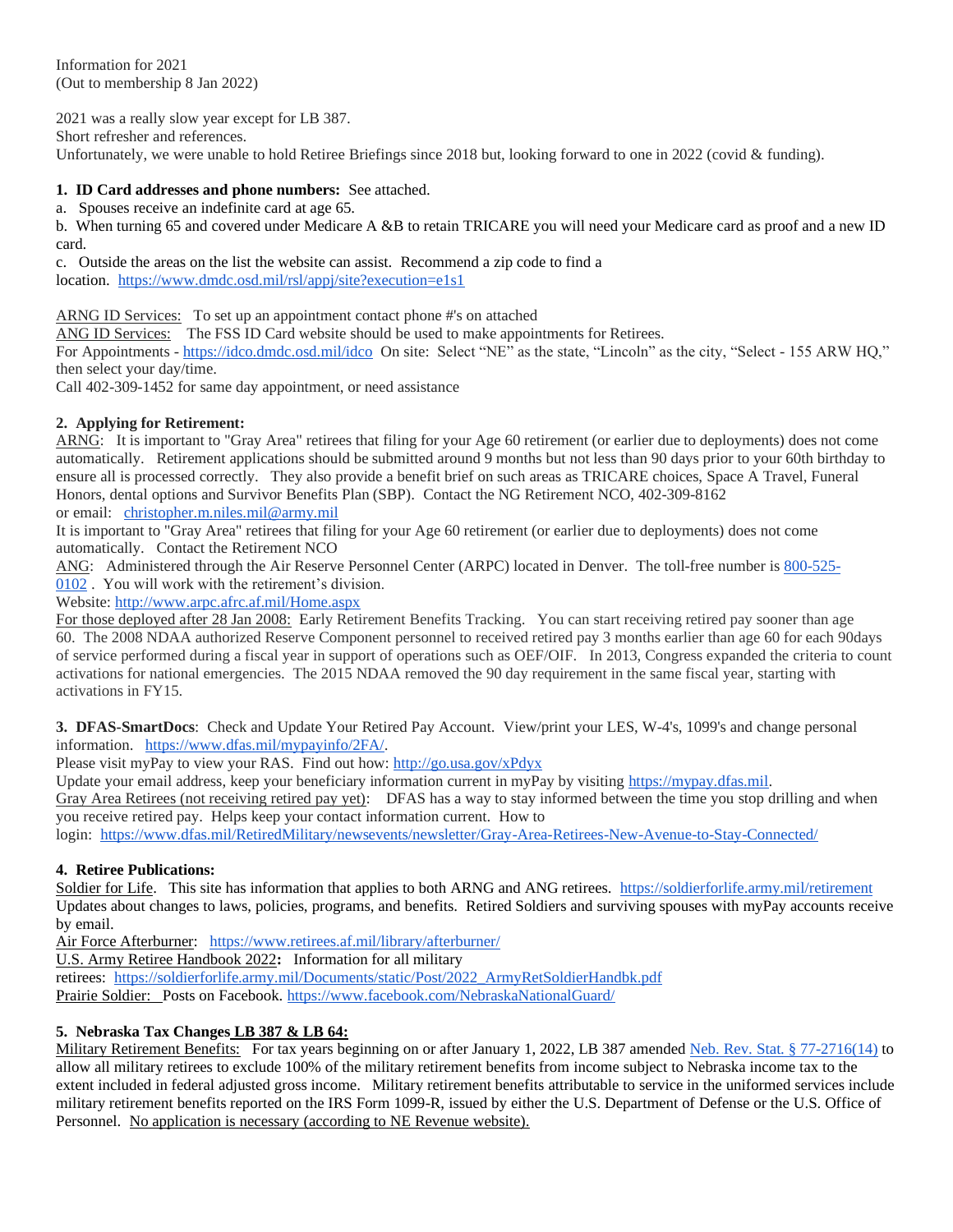Information for 2021
(Out to membership 8 Jan 2022)

2021 was a really slow year except for LB 387.
Short refresher and references.
Unfortunately, we were unable to hold Retiree Briefings since 2018 but, looking forward to one in 2022 (covid & funding).

**1. ID Card addresses and phone numbers:** See attached.

a. Spouses receive an indefinite card at age 65.

b. When turning 65 and covered under Medicare A &B to retain TRICARE you will need your Medicare card as proof and a new ID card.

c. Outside the areas on the list the website can assist. Recommend a zip code to find a location. https://www.dmdc.osd.mil/rsl/appj/site?execution=e1s1

ARNG ID Services: To set up an appointment contact phone #'s on attached
ANG ID Services: The FSS ID Card website should be used to make appointments for Retirees.
For Appointments - https://idco.dmdc.osd.mil/idco On site: Select "NE" as the state, "Lincoln" as the city, "Select - 155 ARW HQ," then select your day/time.
Call 402-309-1452 for same day appointment, or need assistance

**2. Applying for Retirement:**

ARNG: It is important to "Gray Area" retirees that filing for your Age 60 retirement (or earlier due to deployments) does not come automatically. Retirement applications should be submitted around 9 months but not less than 90 days prior to your 60th birthday to ensure all is processed correctly. They also provide a benefit brief on such areas as TRICARE choices, Space A Travel, Funeral Honors, dental options and Survivor Benefits Plan (SBP). Contact the NG Retirement NCO, 402-309-8162
or email: christopher.m.niles.mil@army.mil
It is important to "Gray Area" retirees that filing for your Age 60 retirement (or earlier due to deployments) does not come automatically. Contact the Retirement NCO

ANG: Administered through the Air Reserve Personnel Center (ARPC) located in Denver. The toll-free number is 800-525-0102 . You will work with the retirement's division.
Website: http://www.arpc.afrc.af.mil/Home.aspx

For those deployed after 28 Jan 2008: Early Retirement Benefits Tracking. You can start receiving retired pay sooner than age 60. The 2008 NDAA authorized Reserve Component personnel to received retired pay 3 months earlier than age 60 for each 90days of service performed during a fiscal year in support of operations such as OEF/OIF. In 2013, Congress expanded the criteria to count activations for national emergencies. The 2015 NDAA removed the 90 day requirement in the same fiscal year, starting with activations in FY15.

**3. DFAS-SmartDocs**: Check and Update Your Retired Pay Account. View/print your LES, W-4's, 1099's and change personal information. https://www.dfas.mil/mypayinfo/2FA/.
Please visit myPay to view your RAS. Find out how: http://go.usa.gov/xPdyx
Update your email address, keep your beneficiary information current in myPay by visiting https://mypay.dfas.mil.
Gray Area Retirees (not receiving retired pay yet): DFAS has a way to stay informed between the time you stop drilling and when you receive retired pay. Helps keep your contact information current. How to login: https://www.dfas.mil/RetiredMilitary/newsevents/newsletter/Gray-Area-Retirees-New-Avenue-to-Stay-Connected/

**4. Retiree Publications:**

Soldier for Life. This site has information that applies to both ARNG and ANG retirees. https://soldierforlife.army.mil/retirement
Updates about changes to laws, policies, programs, and benefits. Retired Soldiers and surviving spouses with myPay accounts receive by email.
Air Force Afterburner: https://www.retirees.af.mil/library/afterburner/
U.S. Army Retiree Handbook 2022**:** Information for all military retirees: https://soldierforlife.army.mil/Documents/static/Post/2022_ArmyRetSoldierHandbk.pdf
Prairie Soldier: Posts on Facebook. https://www.facebook.com/NebraskaNationalGuard/

**5. Nebraska Tax Changes LB 387 & LB 64:**

Military Retirement Benefits: For tax years beginning on or after January 1, 2022, LB 387 amended Neb. Rev. Stat. § 77-2716(14) to allow all military retirees to exclude 100% of the military retirement benefits from income subject to Nebraska income tax to the extent included in federal adjusted gross income. Military retirement benefits attributable to service in the uniformed services include military retirement benefits reported on the IRS Form 1099-R, issued by either the U.S. Department of Defense or the U.S. Office of Personnel. No application is necessary (according to NE Revenue website).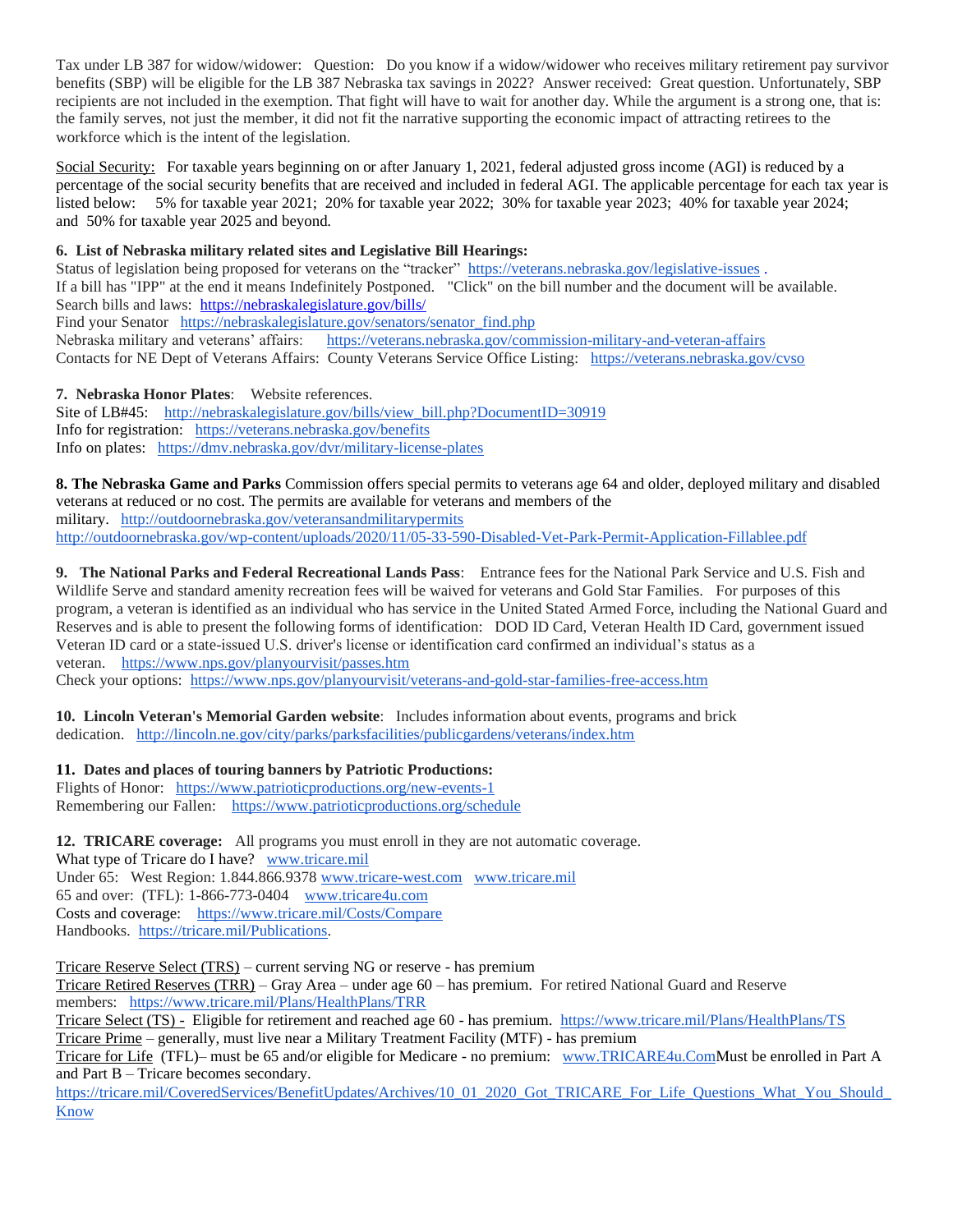Tax under LB 387 for widow/widower: Question: Do you know if a widow/widower who receives military retirement pay survivor benefits (SBP) will be eligible for the LB 387 Nebraska tax savings in 2022? Answer received: Great question. Unfortunately, SBP recipients are not included in the exemption. That fight will have to wait for another day. While the argument is a strong one, that is: the family serves, not just the member, it did not fit the narrative supporting the economic impact of attracting retirees to the workforce which is the intent of the legislation.

Social Security: For taxable years beginning on or after January 1, 2021, federal adjusted gross income (AGI) is reduced by a percentage of the social security benefits that are received and included in federal AGI. The applicable percentage for each tax year is listed below: 5% for taxable year 2021; 20% for taxable year 2022; 30% for taxable year 2023; 40% for taxable year 2024; and 50% for taxable year 2025 and beyond.

**6. List of Nebraska military related sites and Legislative Bill Hearings:**
Status of legislation being proposed for veterans on the "tracker" https://veterans.nebraska.gov/legislative-issues .
If a bill has "IPP" at the end it means Indefinitely Postponed. "Click" on the bill number and the document will be available.
Search bills and laws: https://nebraskalegislature.gov/bills/
Find your Senator https://nebraskalegislature.gov/senators/senator_find.php
Nebraska military and veterans' affairs: https://veterans.nebraska.gov/commission-military-and-veteran-affairs
Contacts for NE Dept of Veterans Affairs: County Veterans Service Office Listing: https://veterans.nebraska.gov/cvso

**7. Nebraska Honor Plates**: Website references.
Site of LB#45: http://nebraskalegislature.gov/bills/view_bill.php?DocumentID=30919
Info for registration: https://veterans.nebraska.gov/benefits
Info on plates: https://dmv.nebraska.gov/dvr/military-license-plates

**8. The Nebraska Game and Parks** Commission offers special permits to veterans age 64 and older, deployed military and disabled veterans at reduced or no cost. The permits are available for veterans and members of the military. http://outdoornebraska.gov/veteransandmilitarypermits
http://outdoornebraska.gov/wp-content/uploads/2020/11/05-33-590-Disabled-Vet-Park-Permit-Application-Fillablee.pdf

**9. The National Parks and Federal Recreational Lands Pass**: Entrance fees for the National Park Service and U.S. Fish and Wildlife Serve and standard amenity recreation fees will be waived for veterans and Gold Star Families. For purposes of this program, a veteran is identified as an individual who has service in the United Stated Armed Force, including the National Guard and Reserves and is able to present the following forms of identification: DOD ID Card, Veteran Health ID Card, government issued Veteran ID card or a state-issued U.S. driver's license or identification card confirmed an individual's status as a veteran. https://www.nps.gov/planyourvisit/passes.htm
Check your options: https://www.nps.gov/planyourvisit/veterans-and-gold-star-families-free-access.htm

**10. Lincoln Veteran's Memorial Garden website**: Includes information about events, programs and brick dedication. http://lincoln.ne.gov/city/parks/parksfacilities/publicgardens/veterans/index.htm

**11. Dates and places of touring banners by Patriotic Productions:**
Flights of Honor: https://www.patrioticproductions.org/new-events-1
Remembering our Fallen: https://www.patrioticproductions.org/schedule

**12. TRICARE coverage:** All programs you must enroll in they are not automatic coverage.
What type of Tricare do I have? www.tricare.mil
Under 65: West Region: 1.844.866.9378 www.tricare-west.com www.tricare.mil
65 and over: (TFL): 1-866-773-0404 www.tricare4u.com
Costs and coverage: https://www.tricare.mil/Costs/Compare
Handbooks. https://tricare.mil/Publications.

Tricare Reserve Select (TRS) – current serving NG or reserve - has premium
Tricare Retired Reserves (TRR) – Gray Area – under age 60 – has premium. For retired National Guard and Reserve members: https://www.tricare.mil/Plans/HealthPlans/TRR
Tricare Select (TS) - Eligible for retirement and reached age 60 - has premium. https://www.tricare.mil/Plans/HealthPlans/TS
Tricare Prime – generally, must live near a Military Treatment Facility (MTF) - has premium
Tricare for Life (TFL)– must be 65 and/or eligible for Medicare - no premium: www.TRICARE4u.ComMust be enrolled in Part A and Part B – Tricare becomes secondary.
https://tricare.mil/CoveredServices/BenefitUpdates/Archives/10_01_2020_Got_TRICARE_For_Life_Questions_What_You_Should_Know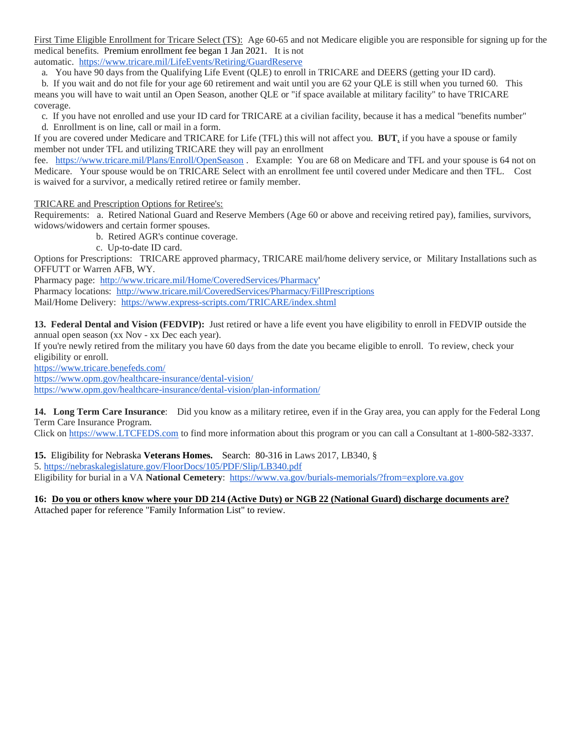First Time Eligible Enrollment for Tricare Select (TS): Age 60-65 and not Medicare eligible you are responsible for signing up for the medical benefits. Premium enrollment fee began 1 Jan 2021. It is not automatic. https://www.tricare.mil/LifeEvents/Retiring/GuardReserve

a. You have 90 days from the Qualifying Life Event (QLE) to enroll in TRICARE and DEERS (getting your ID card).

b. If you wait and do not file for your age 60 retirement and wait until you are 62 your QLE is still when you turned 60. This means you will have to wait until an Open Season, another QLE or "if space available at military facility" to have TRICARE coverage.

c. If you have not enrolled and use your ID card for TRICARE at a civilian facility, because it has a medical "benefits number"

d. Enrollment is on line, call or mail in a form.

If you are covered under Medicare and TRICARE for Life (TFL) this will not affect you. **BUT**, if you have a spouse or family member not under TFL and utilizing TRICARE they will pay an enrollment fee. https://www.tricare.mil/Plans/Enroll/OpenSeason . Example: You are 68 on Medicare and TFL and your spouse is 64 not on Medicare. Your spouse would be on TRICARE Select with an enrollment fee until covered under Medicare and then TFL. Cost is waived for a survivor, a medically retired retiree or family member.

TRICARE and Prescription Options for Retiree's:

Requirements: a. Retired National Guard and Reserve Members (Age 60 or above and receiving retired pay), families, survivors, widows/widowers and certain former spouses.

b. Retired AGR's continue coverage.

c. Up-to-date ID card.

Options for Prescriptions: TRICARE approved pharmacy, TRICARE mail/home delivery service, or Military Installations such as OFFUTT or Warren AFB, WY.

Pharmacy page: http://www.tricare.mil/Home/CoveredServices/Pharmacy'

Pharmacy locations: http://www.tricare.mil/CoveredServices/Pharmacy/FillPrescriptions

Mail/Home Delivery: https://www.express-scripts.com/TRICARE/index.shtml

**13. Federal Dental and Vision (FEDVIP):** Just retired or have a life event you have eligibility to enroll in FEDVIP outside the annual open season (xx Nov - xx Dec each year).

If you're newly retired from the military you have 60 days from the date you became eligible to enroll. To review, check your eligibility or enroll.

https://www.tricare.benefeds.com/
https://www.opm.gov/healthcare-insurance/dental-vision/
https://www.opm.gov/healthcare-insurance/dental-vision/plan-information/

**14. Long Term Care Insurance**: Did you know as a military retiree, even if in the Gray area, you can apply for the Federal Long Term Care Insurance Program.

Click on https://www.LTCFEDS.com to find more information about this program or you can call a Consultant at 1-800-582-3337.

**15.** Eligibility for Nebraska **Veterans Homes.** Search: 80-316 in Laws 2017, LB340, § 5. https://nebraskalegislature.gov/FloorDocs/105/PDF/Slip/LB340.pdf

Eligibility for burial in a VA **National Cemetery**: https://www.va.gov/burials-memorials/?from=explore.va.gov

**16: Do you or others know where your DD 214 (Active Duty) or NGB 22 (National Guard) discharge documents are?**

Attached paper for reference "Family Information List" to review.